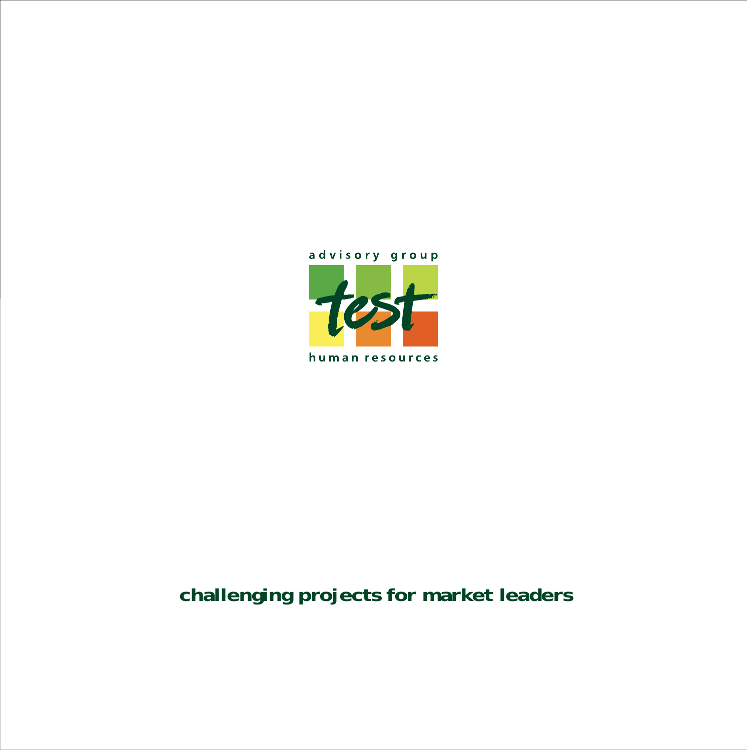advisory group

test

human resources

**challenging projects for market leaders**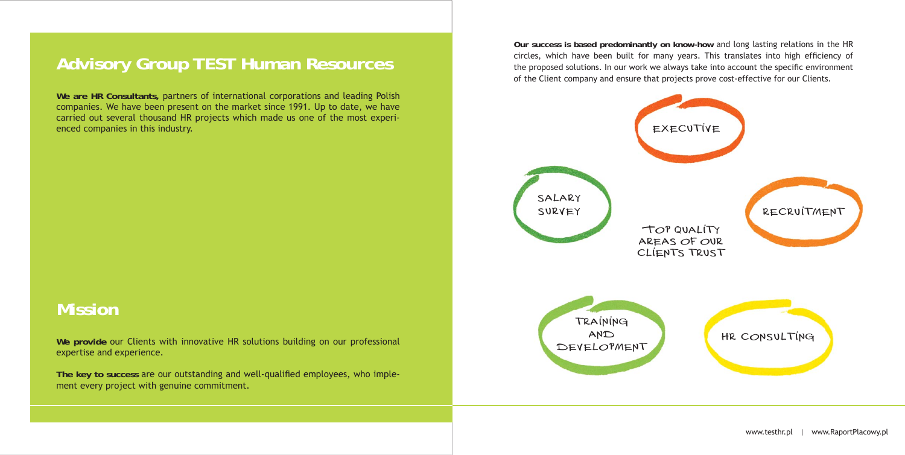# Advisory Group TEST Human Resources

**We are HR Consultants,** partners of international corporations and leading Polish companies. We have been present on the market since 1991. Up to date, we have carried out several thousand HR projects which made us one of the most experienced companies in this industry.

## Mission

**We provide** our Clients with innovative HR solutions building on our professional expertise and experience.

**The key to success** are our outstanding and well-qualified employees, who implement every project with genuine commitment.

**Our success is based predominantly on know-how** and long lasting relations in the HR circles, which have been built for many years. This translates into high efficiency of the proposed solutions. In our work we always take into account the specific environment of the Client company and ensure that projects prove cost-effective for our Clients.

TOP QUALITY AREAS OF OUR CLIENTS TRUST

- EXECUTIVE
- SALARY SURVEY
- RECRUITMENT
- TRAINING AND DEVELOPMENT
- HR CONSULTING

www.testhr.pl | www.RaportPlacowy.pl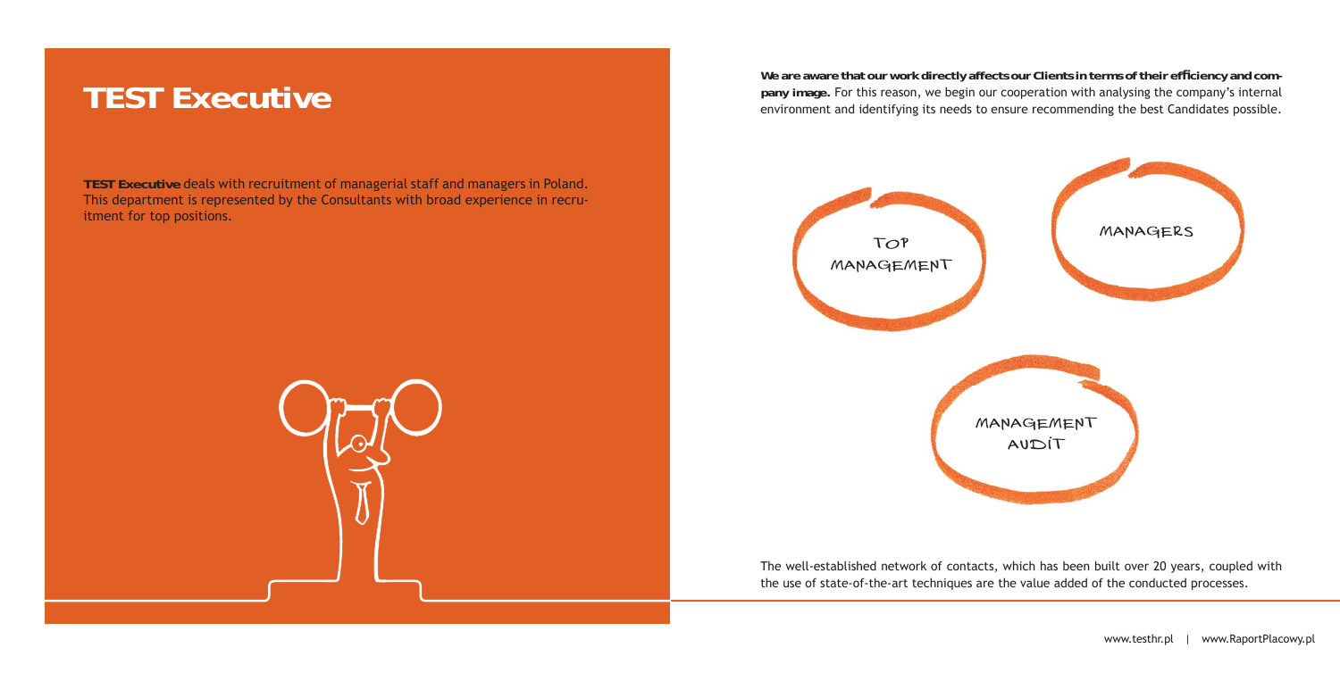# TEST Executive

**TEST Executive** deals with recruitment of managerial staff and managers in Poland. This department is represented by the Consultants with broad experience in recruitment for top positions.

**We are aware that our work directly affects our Clients in terms of their efficiency and company image.** For this reason, we begin our cooperation with analysing the company's internal environment and identifying its needs to ensure recommending the best Candidates possible.

TOP MANAGEMENT

MANAGERS

MANAGEMENT AUDIT

The well-established network of contacts, which has been built over 20 years, coupled with the use of state-of-the-art techniques are the value added of the conducted processes.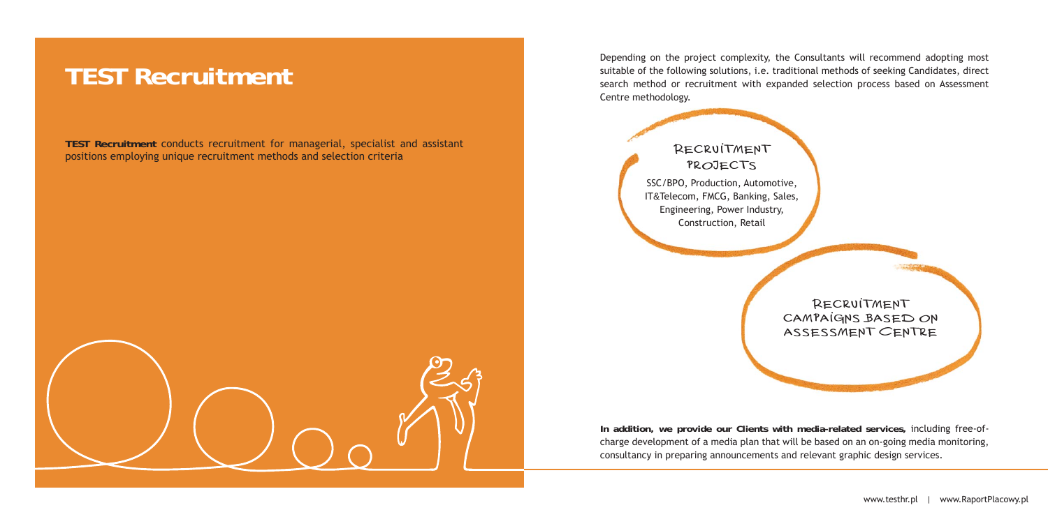# TEST Recruitment

**TEST Recruitment** conducts recruitment for managerial, specialist and assistant positions employing unique recruitment methods and selection criteria

Depending on the project complexity, the Consultants will recommend adopting most suitable of the following solutions, i.e. traditional methods of seeking Candidates, direct search method or recruitment with expanded selection process based on Assessment Centre methodology.

## RECRUITMENT PROJECTS

SSC/BPO, Production, Automotive, IT&Telecom, FMCG, Banking, Sales, Engineering, Power Industry, Construction, Retail

## RECRUITMENT CAMPAIGNS BASED ON ASSESSMENT CENTRE

**In addition, we provide our Clients with media-related services,** including free-of-charge development of a media plan that will be based on an on-going media monitoring, consultancy in preparing announcements and relevant graphic design services.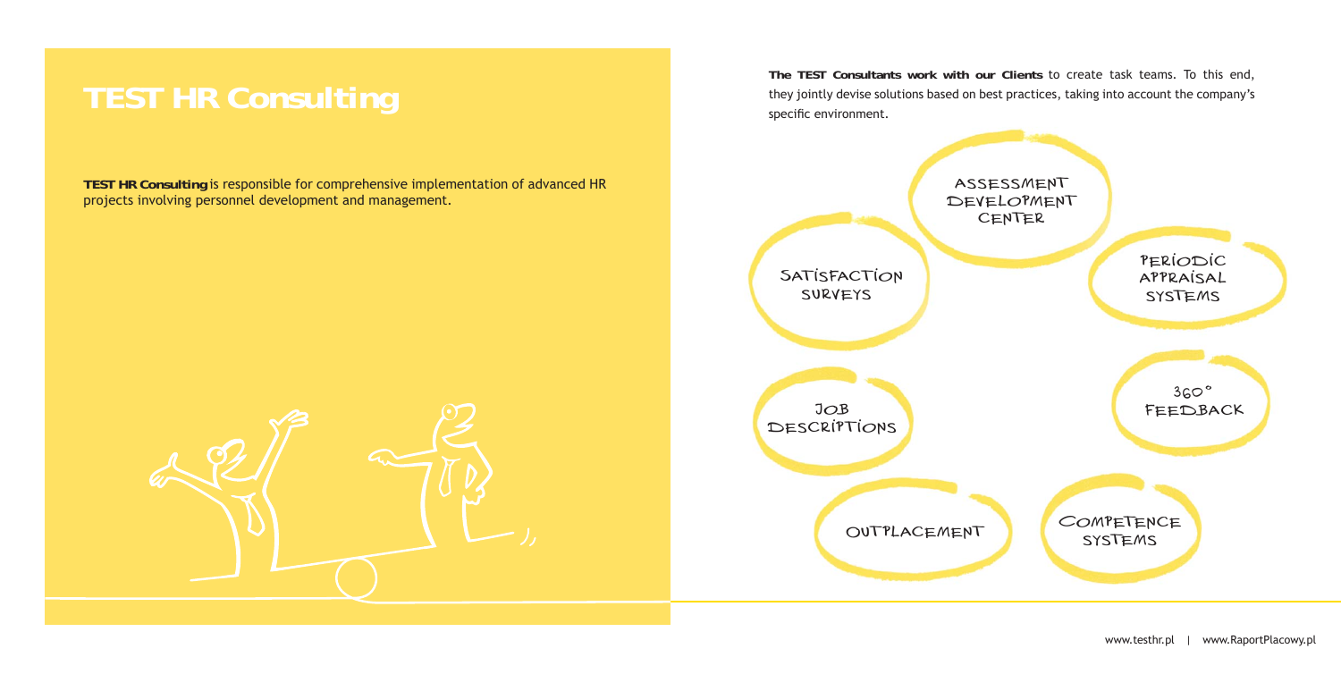# TEST HR Consulting

**TEST HR Consulting** is responsible for comprehensive implementation of advanced HR projects involving personnel development and management.

**The TEST Consultants work with our Clients** to create task teams. To this end, they jointly devise solutions based on best practices, taking into account the company's specific environment.

- ASSESSMENT DEVELOPMENT CENTER
- PERIODIC APPRAISAL SYSTEMS
- 360° FEEDBACK
- COMPETENCE SYSTEMS
- OUTPLACEMENT
- JOB DESCRIPTIONS
- SATISFACTION SURVEYS

www.testhr.pl | www.RaportPlacowy.pl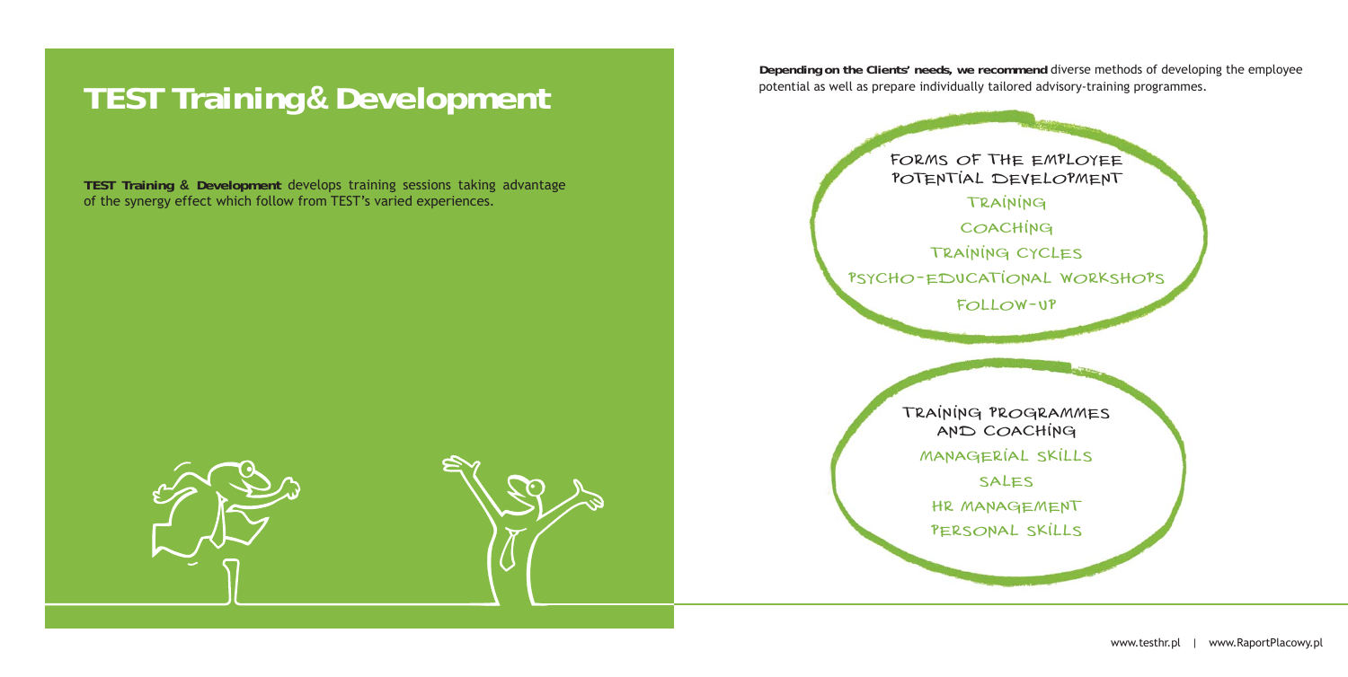# TEST Training & Development

**TEST Training & Development** develops training sessions taking advantage of the synergy effect which follow from TEST's varied experiences.

**Depending on the Clients' needs, we recommend** diverse methods of developing the employee potential as well as prepare individually tailored advisory-training programmes.

### FORMS OF THE EMPLOYEE POTENTIAL DEVELOPMENT

- TRAINING
- COACHING
- TRAINING CYCLES
- PSYCHO-EDUCATIONAL WORKSHOPS
- FOLLOW-UP

### TRAINING PROGRAMMES AND COACHING

- MANAGERIAL SKILLS
- SALES
- HR MANAGEMENT
- PERSONAL SKILLS

www.testhr.pl | www.RaportPlacowy.pl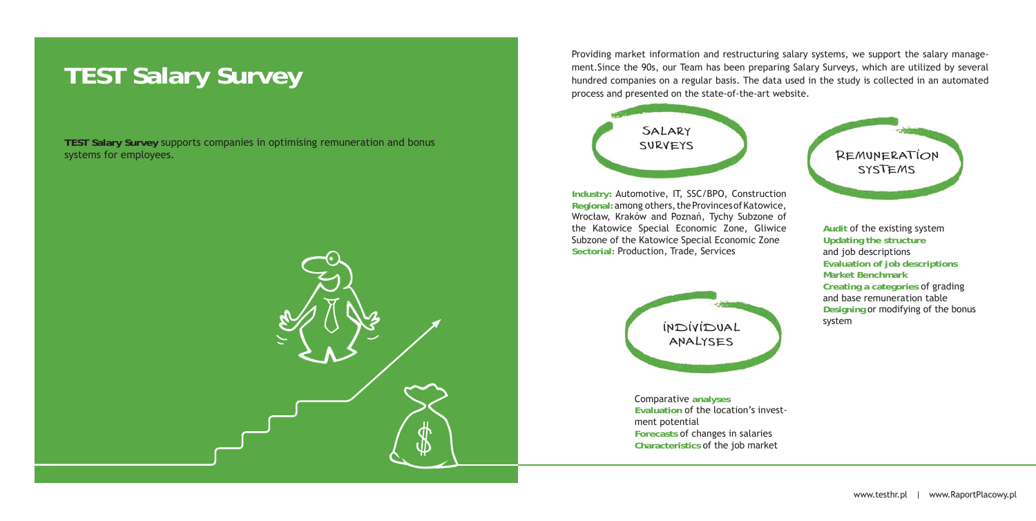# TEST Salary Survey

**TEST Salary Survey** supports companies in optimising remuneration and bonus systems for employees.

Providing market information and restructuring salary systems, we support the salary management. Since the 90s, our Team has been preparing Salary Surveys, which are utilized by several hundred companies on a regular basis. The data used in the study is collected in an automated process and presented on the state-of-the-art website.

## SALARY SURVEYS

**Industry:** Automotive, IT, SSC/BPO, Construction
**Regional:** among others, the Provinces of Katowice, Wrocław, Kraków and Poznań, Tychy Subzone of the Katowice Special Economic Zone, Gliwice Subzone of the Katowice Special Economic Zone
**Sectorial:** Production, Trade, Services

## INDIVIDUAL ANALYSES

Comparative **analyses**
**Evaluation** of the location's investment potential
**Forecasts** of changes in salaries
**Characteristics** of the job market

## REMUNERATION SYSTEMS

**Audit** of the existing system
**Updating the structure** and job descriptions
**Evaluation of job descriptions**
**Market Benchmark**
**Creating a categories** of grading and base remuneration table
**Designing** or modifying of the bonus system

www.testhr.pl | www.RaportPlacowy.pl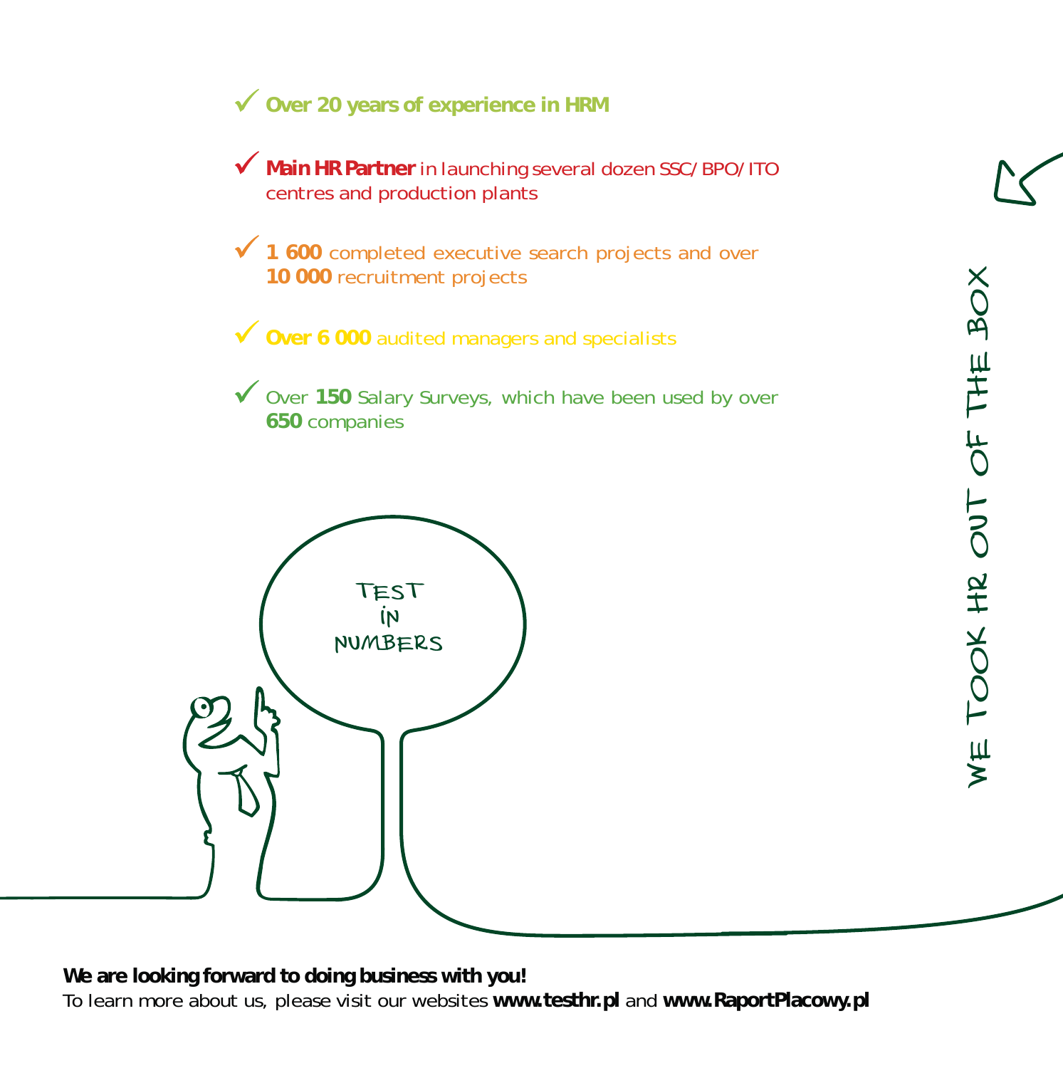- ✓ **Over 20 years of experience in HRM**
- ✓ **Main HR Partner** in launching several dozen SSC/BPO/ITO centres and production plants
- ✓ **1 600** completed executive search projects and over **10 000** recruitment projects
- ✓ **Over 6 000** audited managers and specialists
- ✓ Over **150** Salary Surveys, which have been used by over **650** companies

TEST IN NUMBERS

WE TOOK HR OUT OF THE BOX

**We are looking forward to doing business with you!**

To learn more about us, please visit our websites **www.testhr.pl** and **www.RaportPlacowy.pl**